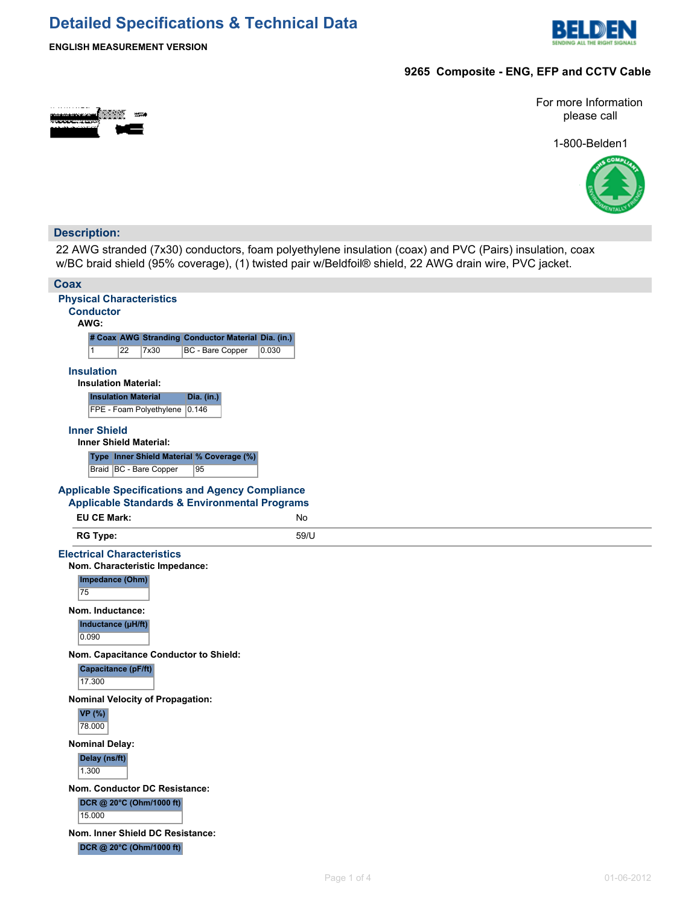# Detailed Specifications & Technical Data

**ENGLISH MEASUREMENT VERSION**

**9265 Composite - ENG, EFP and CCTV Cable**

For more Information please call

1-800-Belden1

## Description:

22 AWG stranded (7x30) conductors, foam polyethylene insulation (coax) and PVC (Pairs) insulation, coax w/BC braid shield (95% coverage), (1) twisted pair w/Beldfoil® shield, 22 AWG drain wire, PVC jacket.

## Coax

### Physical Characteristics

#### Conductor

**AWG:**

| # Coax | AWG | Stranding | Conductor Material | Dia. (in.) |
|---|---|---|---|---|
| 1 | 22 | 7x30 | BC - Bare Copper | 0.030 |

#### Insulation

**Insulation Material:**

| Insulation Material | Dia. (in.) |
|---|---|
| FPE - Foam Polyethylene | 0.146 |

#### Inner Shield

**Inner Shield Material:**

| Type | Inner Shield Material | % Coverage (%) |
|---|---|---|
| Braid | BC - Bare Copper | 95 |

### Applicable Specifications and Agency Compliance

#### Applicable Standards & Environmental Programs

| | |
|---|---|
| **EU CE Mark:** | No |
| **RG Type:** | 59/U |

### Electrical Characteristics

**Nom. Characteristic Impedance:**

| Impedance (Ohm) |
|---|
| 75 |

**Nom. Inductance:**

| Inductance (µH/ft) |
|---|
| 0.090 |

**Nom. Capacitance Conductor to Shield:**

| Capacitance (pF/ft) |
|---|
| 17.300 |

**Nominal Velocity of Propagation:**

| VP (%) |
|---|
| 78.000 |

**Nominal Delay:**

| Delay (ns/ft) |
|---|
| 1.300 |

**Nom. Conductor DC Resistance:**

| DCR @ 20°C (Ohm/1000 ft) |
|---|
| 15.000 |

**Nom. Inner Shield DC Resistance:**

| DCR @ 20°C (Ohm/1000 ft) |
|---|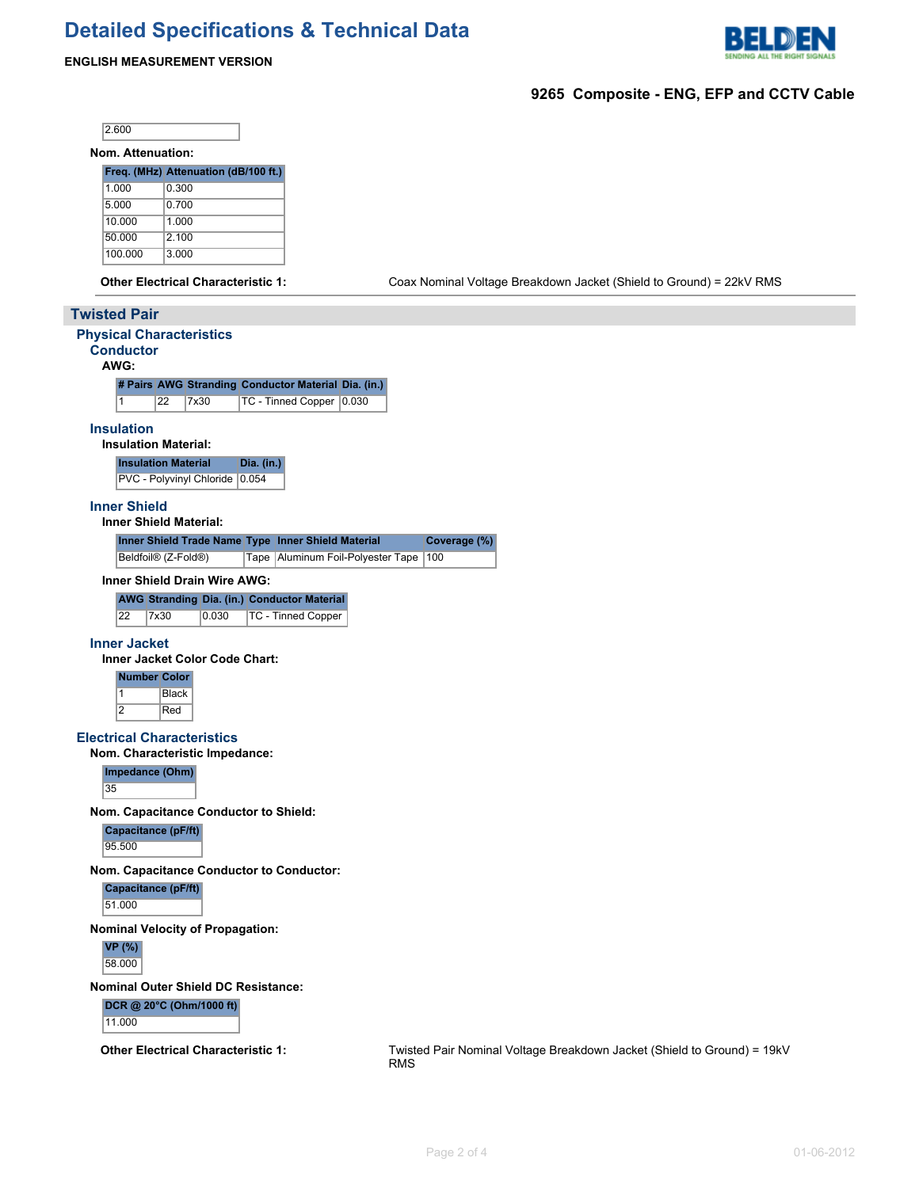| 2.600 |
|---|

**Nom. Attenuation:**

| Freq. (MHz) | Attenuation (dB/100 ft.) |
|---|---|
| 1.000 | 0.300 |
| 5.000 | 0.700 |
| 10.000 | 1.000 |
| 50.000 | 2.100 |
| 100.000 | 3.000 |

**Other Electrical Characteristic 1:** Coax Nominal Voltage Breakdown Jacket (Shield to Ground) = 22kV RMS

## Twisted Pair

### Physical Characteristics

#### Conductor

**AWG:**

| # Pairs | AWG | Stranding | Conductor Material | Dia. (in.) |
|---|---|---|---|---|
| 1 | 22 | 7x30 | TC - Tinned Copper | 0.030 |

#### Insulation

**Insulation Material:**

| Insulation Material | Dia. (in.) |
|---|---|
| PVC - Polyvinyl Chloride | 0.054 |

#### Inner Shield

**Inner Shield Material:**

| Inner Shield Trade Name | Type | Inner Shield Material | Coverage (%) |
|---|---|---|---|
| Beldfoil® (Z-Fold®) | Tape | Aluminum Foil-Polyester Tape | 100 |

**Inner Shield Drain Wire AWG:**

| AWG | Stranding | Dia. (in.) | Conductor Material |
|---|---|---|---|
| 22 | 7x30 | 0.030 | TC - Tinned Copper |

#### Inner Jacket

**Inner Jacket Color Code Chart:**

| Number | Color |
|---|---|
| 1 | Black |
| 2 | Red |

### Electrical Characteristics

**Nom. Characteristic Impedance:**

| Impedance (Ohm) |
|---|
| 35 |

**Nom. Capacitance Conductor to Shield:**

| Capacitance (pF/ft) |
|---|
| 95.500 |

**Nom. Capacitance Conductor to Conductor:**

| Capacitance (pF/ft) |
|---|
| 51.000 |

**Nominal Velocity of Propagation:**

| VP (%) |
|---|
| 58.000 |

**Nominal Outer Shield DC Resistance:**

| DCR @ 20°C (Ohm/1000 ft) |
|---|
| 11.000 |

**Other Electrical Characteristic 1:** Twisted Pair Nominal Voltage Breakdown Jacket (Shield to Ground) = 19kV RMS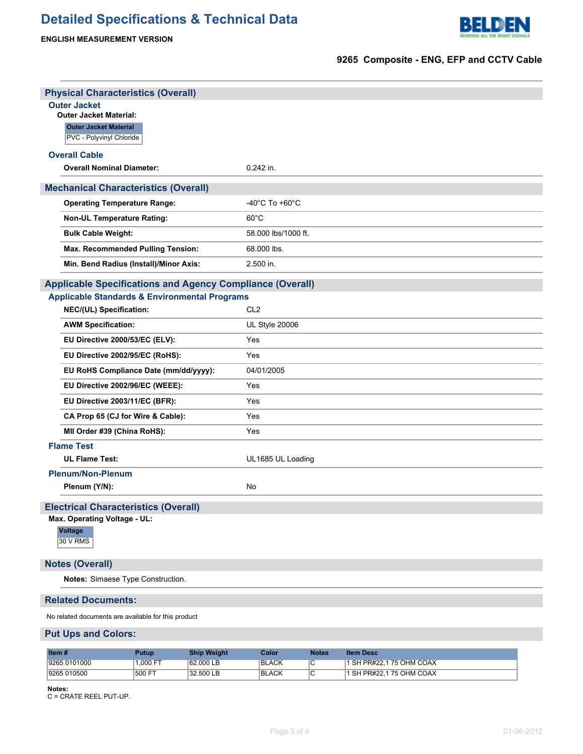# Detailed Specifications & Technical Data

**ENGLISH MEASUREMENT VERSION**

**9265 Composite - ENG, EFP and CCTV Cable**

## Physical Characteristics (Overall)

### Outer Jacket

**Outer Jacket Material:**

| Outer Jacket Material |
|---|
| PVC - Polyvinyl Chloride |

### Overall Cable

| | |
|---|---|
| **Overall Nominal Diameter:** | 0.242 in. |

## Mechanical Characteristics (Overall)

| | |
|---|---|
| **Operating Temperature Range:** | -40°C To +60°C |
| **Non-UL Temperature Rating:** | 60°C |
| **Bulk Cable Weight:** | 58.000 lbs/1000 ft. |
| **Max. Recommended Pulling Tension:** | 68.000 lbs. |
| **Min. Bend Radius (Install)/Minor Axis:** | 2.500 in. |

## Applicable Specifications and Agency Compliance (Overall)

### Applicable Standards & Environmental Programs

| | |
|---|---|
| **NEC/(UL) Specification:** | CL2 |
| **AWM Specification:** | UL Style 20006 |
| **EU Directive 2000/53/EC (ELV):** | Yes |
| **EU Directive 2002/95/EC (RoHS):** | Yes |
| **EU RoHS Compliance Date (mm/dd/yyyy):** | 04/01/2005 |
| **EU Directive 2002/96/EC (WEEE):** | Yes |
| **EU Directive 2003/11/EC (BFR):** | Yes |
| **CA Prop 65 (CJ for Wire & Cable):** | Yes |
| **MII Order #39 (China RoHS):** | Yes |

### Flame Test

| | |
|---|---|
| **UL Flame Test:** | UL1685 UL Loading |

### Plenum/Non-Plenum

| | |
|---|---|
| **Plenum (Y/N):** | No |

## Electrical Characteristics (Overall)

**Max. Operating Voltage - UL:**

| Voltage |
|---|
| 30 V RMS |

## Notes (Overall)

**Notes:** Simaese Type Construction.

## Related Documents:

No related documents are available for this product

## Put Ups and Colors:

| Item # | Putup | Ship Weight | Color | Notes | Item Desc |
|---|---|---|---|---|---|
| 9265 0101000 | 1,000 FT | 62.000 LB | BLACK | C | 1 SH PR#22,1 75 OHM COAX |
| 9265 010500 | 500 FT | 32.500 LB | BLACK | C | 1 SH PR#22,1 75 OHM COAX |

**Notes:**
C = CRATE REEL PUT-UP.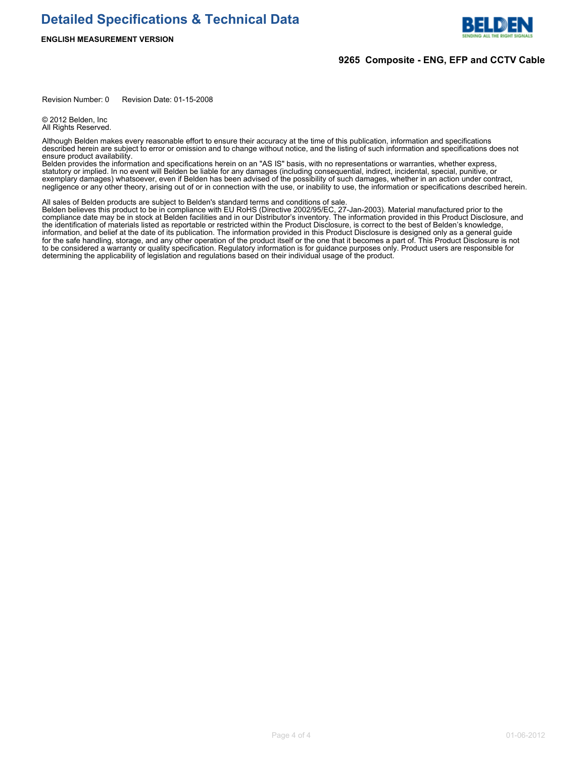Revision Number: 0     Revision Date: 01-15-2008

© 2012 Belden, Inc
All Rights Reserved.

Although Belden makes every reasonable effort to ensure their accuracy at the time of this publication, information and specifications described herein are subject to error or omission and to change without notice, and the listing of such information and specifications does not ensure product availability.
Belden provides the information and specifications herein on an "AS IS" basis, with no representations or warranties, whether express, statutory or implied. In no event will Belden be liable for any damages (including consequential, indirect, incidental, special, punitive, or exemplary damages) whatsoever, even if Belden has been advised of the possibility of such damages, whether in an action under contract, negligence or any other theory, arising out of or in connection with the use, or inability to use, the information or specifications described herein.

All sales of Belden products are subject to Belden's standard terms and conditions of sale.
Belden believes this product to be in compliance with EU RoHS (Directive 2002/95/EC, 27-Jan-2003). Material manufactured prior to the compliance date may be in stock at Belden facilities and in our Distributor's inventory. The information provided in this Product Disclosure, and the identification of materials listed as reportable or restricted within the Product Disclosure, is correct to the best of Belden's knowledge, information, and belief at the date of its publication. The information provided in this Product Disclosure is designed only as a general guide for the safe handling, storage, and any other operation of the product itself or the one that it becomes a part of. This Product Disclosure is not to be considered a warranty or quality specification. Regulatory information is for guidance purposes only. Product users are responsible for determining the applicability of legislation and regulations based on their individual usage of the product.